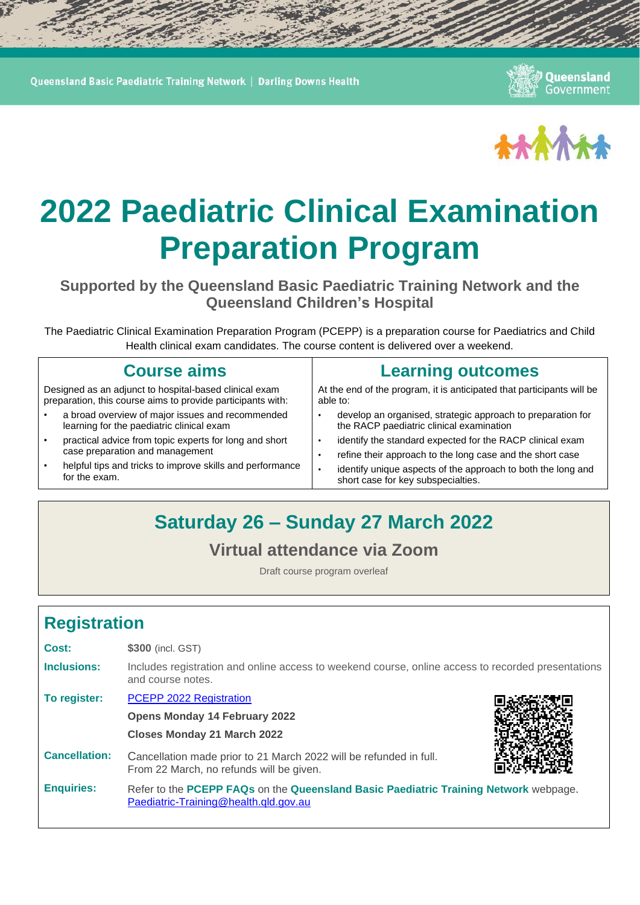Queensland Basic Paediatric Training Network | Darling Downs Health

Queensland Government

# 2022 Paediatric Clinical Examination Preparation Program

### Supported by the Queensland Basic Paediatric Training Network and the Queensland Children's Hospital

The Paediatric Clinical Examination Preparation Program (PCEPP) is a preparation course for Paediatrics and Child Health clinical exam candidates. The course content is delivered over a weekend.

## Course aims

Designed as an adjunct to hospital-based clinical exam preparation, this course aims to provide participants with:

- a broad overview of major issues and recommended learning for the paediatric clinical exam
- practical advice from topic experts for long and short case preparation and management
- helpful tips and tricks to improve skills and performance for the exam.

## Learning outcomes

At the end of the program, it is anticipated that participants will be able to:

- develop an organised, strategic approach to preparation for the RACP paediatric clinical examination
- identify the standard expected for the RACP clinical exam
- refine their approach to the long case and the short case
- identify unique aspects of the approach to both the long and short case for key subspecialties.

## Saturday 26 – Sunday 27 March 2022

### Virtual attendance via Zoom

Draft course program overleaf

## Registration

**Cost:** **$300** (incl. GST)

**Inclusions:** Includes registration and online access to weekend course, online access to recorded presentations and course notes.

**To register:** PCEPP 2022 Registration

**Opens Monday 14 February 2022**

**Closes Monday 21 March 2022**

**Cancellation:** Cancellation made prior to 21 March 2022 will be refunded in full. From 22 March, no refunds will be given.

**Enquiries:** Refer to the **PCEPP FAQs** on the **Queensland Basic Paediatric Training Network** webpage. Paediatric-Training@health.qld.gov.au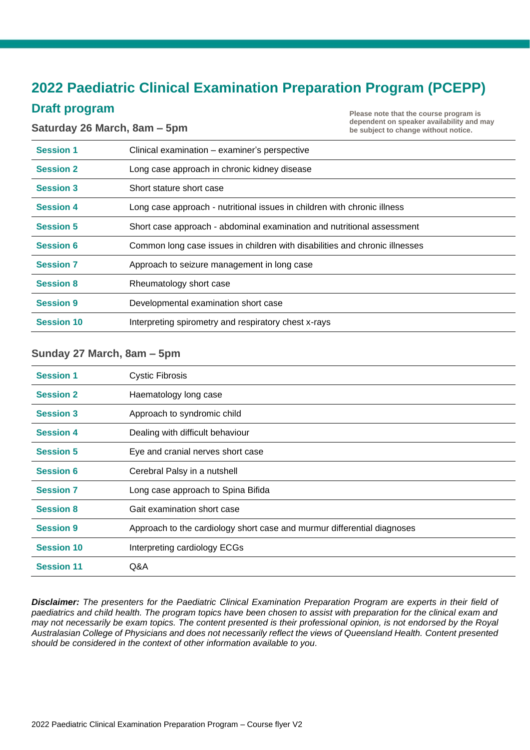# 2022 Paediatric Clinical Examination Preparation Program (PCEPP)

## Draft program

**Please note that the course program is dependent on speaker availability and may be subject to change without notice.**

### Saturday 26 March, 8am – 5pm

| | |
|---|---|
| **Session 1** | Clinical examination – examiner's perspective |
| **Session 2** | Long case approach in chronic kidney disease |
| **Session 3** | Short stature short case |
| **Session 4** | Long case approach - nutritional issues in children with chronic illness |
| **Session 5** | Short case approach - abdominal examination and nutritional assessment |
| **Session 6** | Common long case issues in children with disabilities and chronic illnesses |
| **Session 7** | Approach to seizure management in long case |
| **Session 8** | Rheumatology short case |
| **Session 9** | Developmental examination short case |
| **Session 10** | Interpreting spirometry and respiratory chest x-rays |

### Sunday 27 March, 8am – 5pm

| | |
|---|---|
| **Session 1** | Cystic Fibrosis |
| **Session 2** | Haematology long case |
| **Session 3** | Approach to syndromic child |
| **Session 4** | Dealing with difficult behaviour |
| **Session 5** | Eye and cranial nerves short case |
| **Session 6** | Cerebral Palsy in a nutshell |
| **Session 7** | Long case approach to Spina Bifida |
| **Session 8** | Gait examination short case |
| **Session 9** | Approach to the cardiology short case and murmur differential diagnoses |
| **Session 10** | Interpreting cardiology ECGs |
| **Session 11** | Q&A |

***Disclaimer:*** *The presenters for the Paediatric Clinical Examination Preparation Program are experts in their field of paediatrics and child health. The program topics have been chosen to assist with preparation for the clinical exam and may not necessarily be exam topics. The content presented is their professional opinion, is not endorsed by the Royal Australasian College of Physicians and does not necessarily reflect the views of Queensland Health. Content presented should be considered in the context of other information available to you.*